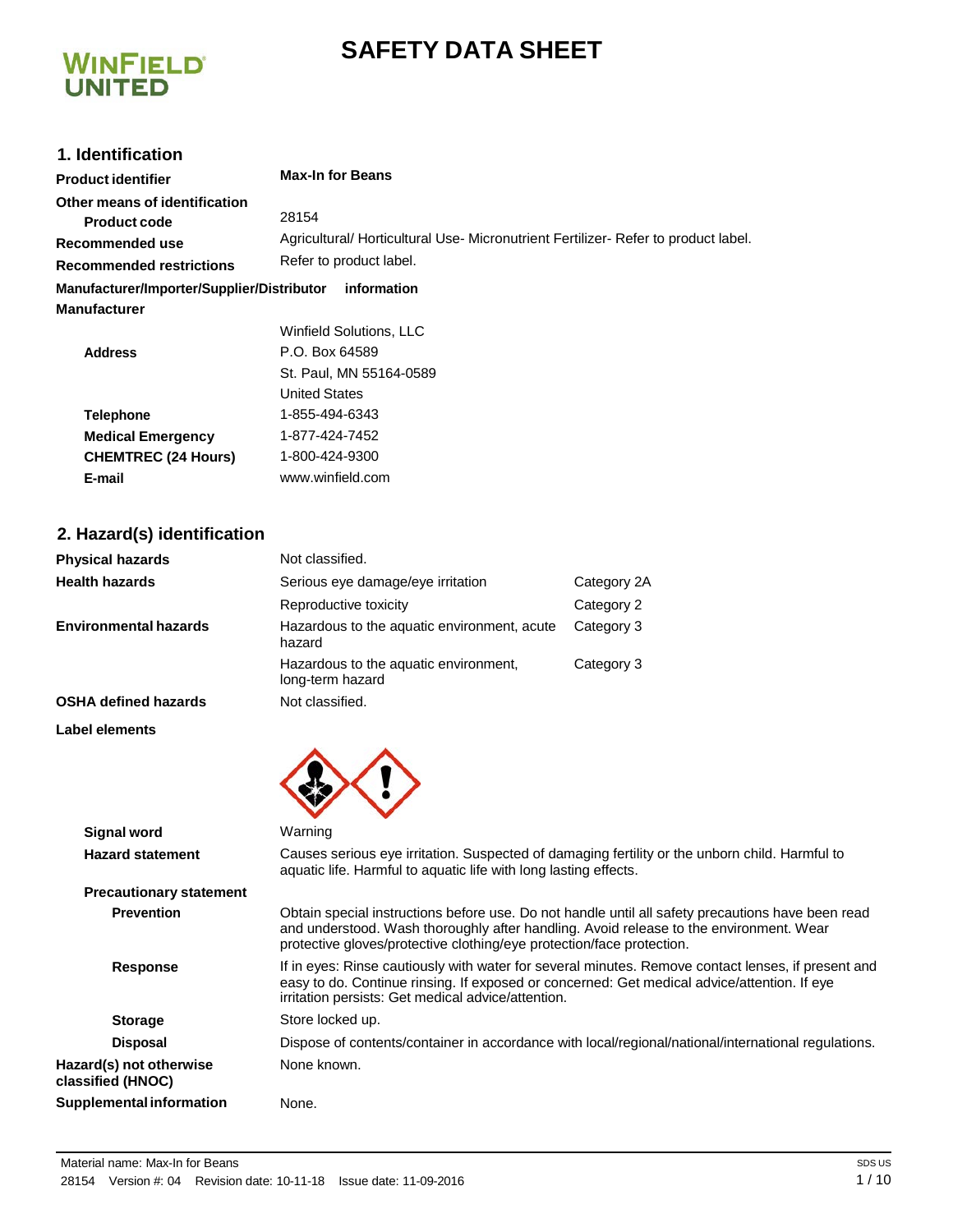# SAFETY DATA SHEET

## 1. Identification

**Product identifier** Max-In for Beans

**Other means of identification**

**Product code** 28154

**Recommended use** Agricultural/ Horticultural Use- Micronutrient Fertilizer- Refer to product label.

**Recommended restrictions** Refer to product label.

**Manufacturer/Importer/Supplier/Distributor information**

**Manufacturer**

**Address**
Winfield Solutions, LLC
P.O. Box 64589
St. Paul, MN 55164-0589
United States

**Telephone** 1-855-494-6343

**Medical Emergency** 1-877-424-7452

**CHEMTREC (24 Hours)** 1-800-424-9300

**E-mail** www.winfield.com

## 2. Hazard(s) identification

| | | |
|---|---|---|
| **Physical hazards** | Not classified. | |
| **Health hazards** | Serious eye damage/eye irritation | Category 2A |
| | Reproductive toxicity | Category 2 |
| **Environmental hazards** | Hazardous to the aquatic environment, acute hazard | Category 3 |
| | Hazardous to the aquatic environment, long-term hazard | Category 3 |
| **OSHA defined hazards** | Not classified. | |

**Label elements**

**Signal word** Warning

**Hazard statement** Causes serious eye irritation. Suspected of damaging fertility or the unborn child. Harmful to aquatic life. Harmful to aquatic life with long lasting effects.

**Precautionary statement**

**Prevention** Obtain special instructions before use. Do not handle until all safety precautions have been read and understood. Wash thoroughly after handling. Avoid release to the environment. Wear protective gloves/protective clothing/eye protection/face protection.

**Response** If in eyes: Rinse cautiously with water for several minutes. Remove contact lenses, if present and easy to do. Continue rinsing. If exposed or concerned: Get medical advice/attention. If eye irritation persists: Get medical advice/attention.

**Storage** Store locked up.

**Disposal** Dispose of contents/container in accordance with local/regional/national/international regulations.

**Hazard(s) not otherwise classified (HNOC)** None known.

**Supplemental information** None.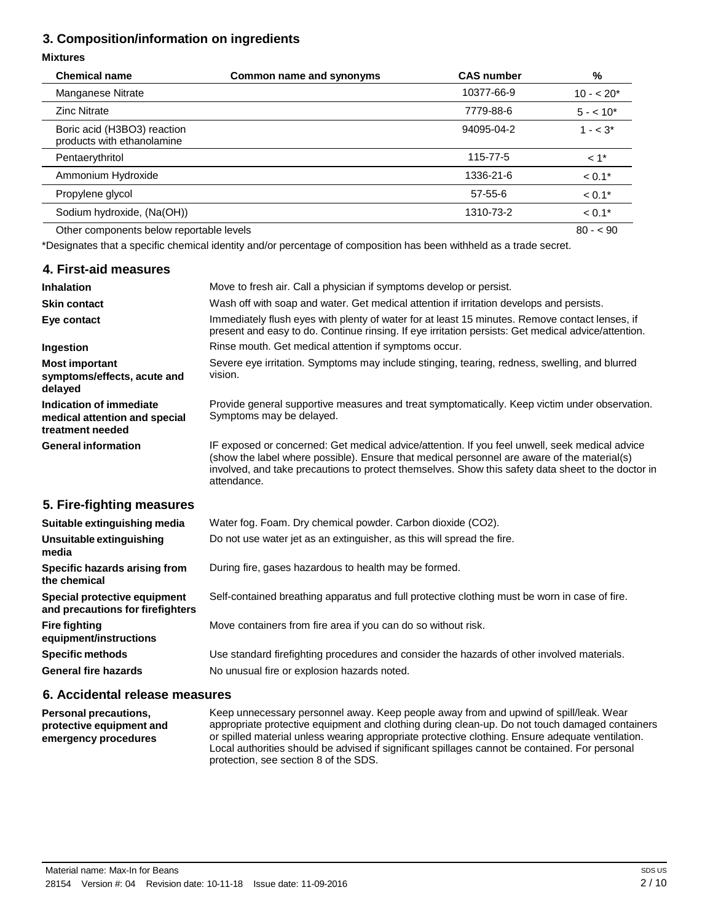## 3. Composition/information on ingredients

**Mixtures**

| Chemical name | Common name and synonyms | CAS number | % |
|---|---|---|---|
| Manganese Nitrate | | 10377-66-9 | 10 - < 20* |
| Zinc Nitrate | | 7779-88-6 | 5 - < 10* |
| Boric acid (H3BO3) reaction products with ethanolamine | | 94095-04-2 | 1 - < 3* |
| Pentaerythritol | | 115-77-5 | < 1* |
| Ammonium Hydroxide | | 1336-21-6 | < 0.1* |
| Propylene glycol | | 57-55-6 | < 0.1* |
| Sodium hydroxide, (Na(OH)) | | 1310-73-2 | < 0.1* |
| Other components below reportable levels | | | 80 - < 90 |

*Designates that a specific chemical identity and/or percentage of composition has been withheld as a trade secret.

## 4. First-aid measures

**Inhalation**
Move to fresh air. Call a physician if symptoms develop or persist.

**Skin contact**
Wash off with soap and water. Get medical attention if irritation develops and persists.

**Eye contact**
Immediately flush eyes with plenty of water for at least 15 minutes. Remove contact lenses, if present and easy to do. Continue rinsing. If eye irritation persists: Get medical advice/attention.

**Ingestion**
Rinse mouth. Get medical attention if symptoms occur.

**Most important symptoms/effects, acute and delayed**
Severe eye irritation. Symptoms may include stinging, tearing, redness, swelling, and blurred vision.

**Indication of immediate medical attention and special treatment needed**
Provide general supportive measures and treat symptomatically. Keep victim under observation. Symptoms may be delayed.

**General information**
IF exposed or concerned: Get medical advice/attention. If you feel unwell, seek medical advice (show the label where possible). Ensure that medical personnel are aware of the material(s) involved, and take precautions to protect themselves. Show this safety data sheet to the doctor in attendance.

## 5. Fire-fighting measures

**Suitable extinguishing media**
Water fog. Foam. Dry chemical powder. Carbon dioxide ($CO_2$).

**Unsuitable extinguishing media**
Do not use water jet as an extinguisher, as this will spread the fire.

**Specific hazards arising from the chemical**
During fire, gases hazardous to health may be formed.

**Special protective equipment and precautions for firefighters**
Self-contained breathing apparatus and full protective clothing must be worn in case of fire.

**Fire fighting equipment/instructions**
Move containers from fire area if you can do so without risk.

**Specific methods**
Use standard firefighting procedures and consider the hazards of other involved materials.

**General fire hazards**
No unusual fire or explosion hazards noted.

## 6. Accidental release measures

**Personal precautions, protective equipment and emergency procedures**
Keep unnecessary personnel away. Keep people away from and upwind of spill/leak. Wear appropriate protective equipment and clothing during clean-up. Do not touch damaged containers or spilled material unless wearing appropriate protective clothing. Ensure adequate ventilation. Local authorities should be advised if significant spillages cannot be contained. For personal protection, see section 8 of the SDS.

Material name: Max-In for Beans

28154 Version #: 04 Revision date: 10-11-18 Issue date: 11-09-2016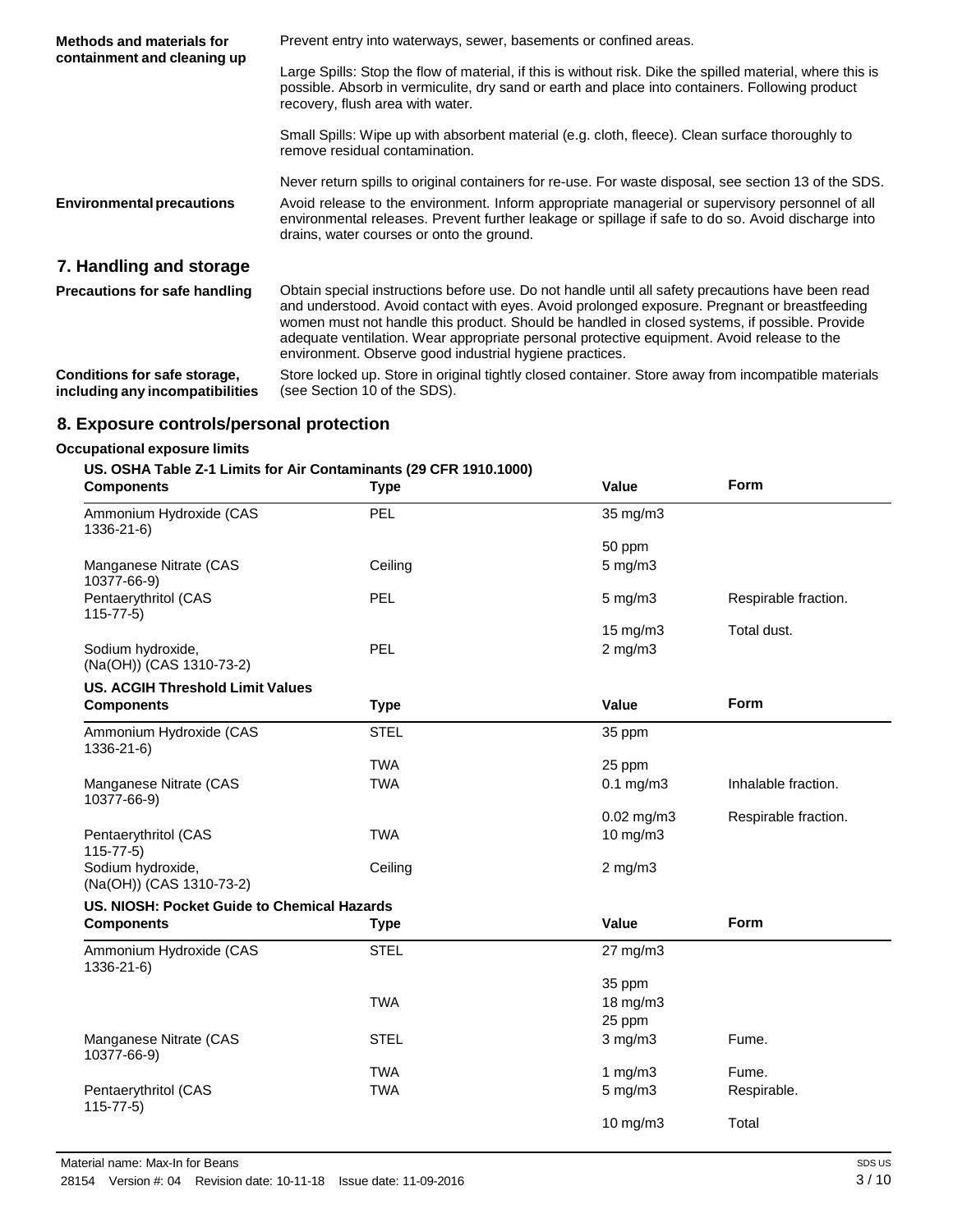**Methods and materials for containment and cleaning up**

Prevent entry into waterways, sewer, basements or confined areas.

Large Spills: Stop the flow of material, if this is without risk. Dike the spilled material, where this is possible. Absorb in vermiculite, dry sand or earth and place into containers. Following product recovery, flush area with water.

Small Spills: Wipe up with absorbent material (e.g. cloth, fleece). Clean surface thoroughly to remove residual contamination.

Never return spills to original containers for re-use. For waste disposal, see section 13 of the SDS.

**Environmental precautions**

Avoid release to the environment. Inform appropriate managerial or supervisory personnel of all environmental releases. Prevent further leakage or spillage if safe to do so. Avoid discharge into drains, water courses or onto the ground.

## 7. Handling and storage

**Precautions for safe handling**

Obtain special instructions before use. Do not handle until all safety precautions have been read and understood. Avoid contact with eyes. Avoid prolonged exposure. Pregnant or breastfeeding women must not handle this product. Should be handled in closed systems, if possible. Provide adequate ventilation. Wear appropriate personal protective equipment. Avoid release to the environment. Observe good industrial hygiene practices.

**Conditions for safe storage, including any incompatibilities**

Store locked up. Store in original tightly closed container. Store away from incompatible materials (see Section 10 of the SDS).

## 8. Exposure controls/personal protection

**Occupational exposure limits**

**US. OSHA Table Z-1 Limits for Air Contaminants (29 CFR 1910.1000)**

| Components | Type | Value | Form |
|---|---|---|---|
| Ammonium Hydroxide (CAS 1336-21-6) | PEL | 35 mg/m3 | |
| | | 50 ppm | |
| Manganese Nitrate (CAS 10377-66-9) | Ceiling | 5 mg/m3 | |
| Pentaerythritol (CAS 115-77-5) | PEL | 5 mg/m3 | Respirable fraction. |
| | | 15 mg/m3 | Total dust. |
| Sodium hydroxide, (Na(OH)) (CAS 1310-73-2) | PEL | 2 mg/m3 | |

**US. ACGIH Threshold Limit Values**

| Components | Type | Value | Form |
|---|---|---|---|
| Ammonium Hydroxide (CAS 1336-21-6) | STEL | 35 ppm | |
| | TWA | 25 ppm | |
| Manganese Nitrate (CAS 10377-66-9) | TWA | 0.1 mg/m3 | Inhalable fraction. |
| | | 0.02 mg/m3 | Respirable fraction. |
| Pentaerythritol (CAS 115-77-5) | TWA | 10 mg/m3 | |
| Sodium hydroxide, (Na(OH)) (CAS 1310-73-2) | Ceiling | 2 mg/m3 | |

**US. NIOSH: Pocket Guide to Chemical Hazards**

| Components | Type | Value | Form |
|---|---|---|---|
| Ammonium Hydroxide (CAS 1336-21-6) | STEL | 27 mg/m3 | |
| | | 35 ppm | |
| | TWA | 18 mg/m3 | |
| | | 25 ppm | |
| Manganese Nitrate (CAS 10377-66-9) | STEL | 3 mg/m3 | Fume. |
| | TWA | 1 mg/m3 | Fume. |
| Pentaerythritol (CAS 115-77-5) | TWA | 5 mg/m3 | Respirable. |
| | | 10 mg/m3 | Total |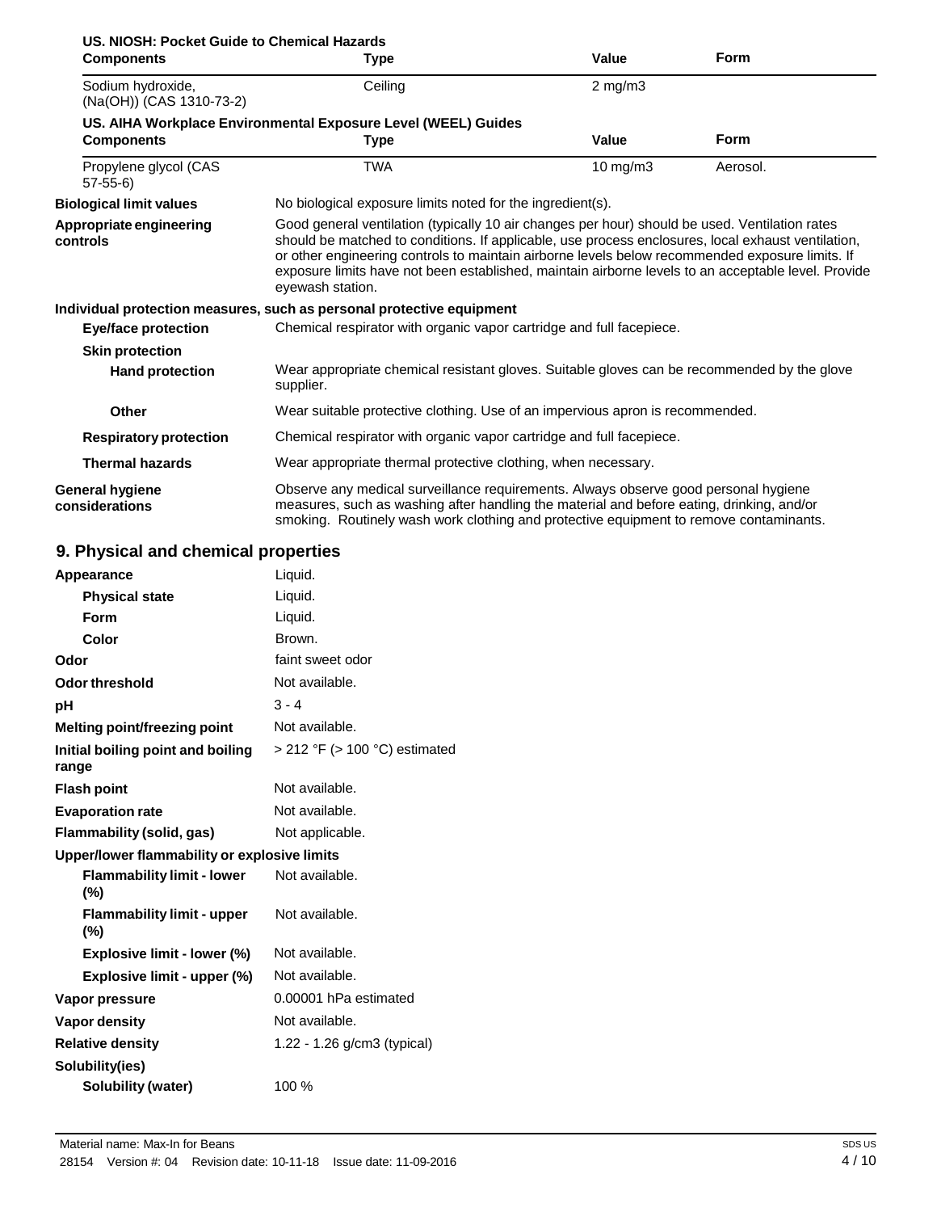**US. NIOSH: Pocket Guide to Chemical Hazards**

| Components | Type | Value | Form |
| --- | --- | --- | --- |
| Sodium hydroxide, (Na(OH)) (CAS 1310-73-2) | Ceiling | 2 mg/m3 | |

**US. AIHA Workplace Environmental Exposure Level (WEEL) Guides**

| Components | Type | Value | Form |
| --- | --- | --- | --- |
| Propylene glycol (CAS 57-55-6) | TWA | 10 mg/m3 | Aerosol. |

**Biological limit values**
No biological exposure limits noted for the ingredient(s).

**Appropriate engineering controls**
Good general ventilation (typically 10 air changes per hour) should be used. Ventilation rates should be matched to conditions. If applicable, use process enclosures, local exhaust ventilation, or other engineering controls to maintain airborne levels below recommended exposure limits. If exposure limits have not been established, maintain airborne levels to an acceptable level. Provide eyewash station.

**Individual protection measures, such as personal protective equipment**

**Eye/face protection**
Chemical respirator with organic vapor cartridge and full facepiece.

**Skin protection**

**Hand protection**
Wear appropriate chemical resistant gloves. Suitable gloves can be recommended by the glove supplier.

**Other**
Wear suitable protective clothing. Use of an impervious apron is recommended.

**Respiratory protection**
Chemical respirator with organic vapor cartridge and full facepiece.

**Thermal hazards**
Wear appropriate thermal protective clothing, when necessary.

**General hygiene considerations**
Observe any medical surveillance requirements. Always observe good personal hygiene measures, such as washing after handling the material and before eating, drinking, and/or smoking. Routinely wash work clothing and protective equipment to remove contaminants.

## 9. Physical and chemical properties

| Property | Value |
| --- | --- |
| **Appearance** | Liquid. |
| **Physical state** | Liquid. |
| **Form** | Liquid. |
| **Color** | Brown. |
| **Odor** | faint sweet odor |
| **Odor threshold** | Not available. |
| **pH** | 3 - 4 |
| **Melting point/freezing point** | Not available. |
| **Initial boiling point and boiling range** | > 212 °F (> 100 °C) estimated |
| **Flash point** | Not available. |
| **Evaporation rate** | Not available. |
| **Flammability (solid, gas)** | Not applicable. |
| **Upper/lower flammability or explosive limits** | |
| **Flammability limit - lower (%)** | Not available. |
| **Flammability limit - upper (%)** | Not available. |
| **Explosive limit - lower (%)** | Not available. |
| **Explosive limit - upper (%)** | Not available. |
| **Vapor pressure** | 0.00001 hPa estimated |
| **Vapor density** | Not available. |
| **Relative density** | 1.22 - 1.26 g/cm3 (typical) |
| **Solubility(ies)** | |
| **Solubility (water)** | 100 % |

Material name: Max-In for Beans

28154 Version #: 04 Revision date: 10-11-18 Issue date: 11-09-2016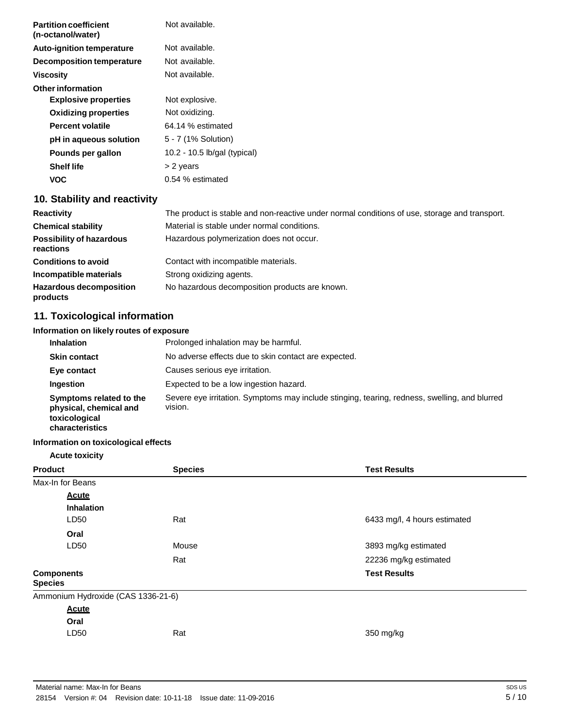| | |
|---|---|
| **Partition coefficient (n-octanol/water)** | Not available. |
| **Auto-ignition temperature** | Not available. |
| **Decomposition temperature** | Not available. |
| **Viscosity** | Not available. |

**Other information**

| | |
|---|---|
| **Explosive properties** | Not explosive. |
| **Oxidizing properties** | Not oxidizing. |
| **Percent volatile** | 64.14 % estimated |
| **pH in aqueous solution** | 5 - 7 (1% Solution) |
| **Pounds per gallon** | 10.2 - 10.5 lb/gal (typical) |
| **Shelf life** | > 2 years |
| **VOC** | 0.54 % estimated |

## 10. Stability and reactivity

| | |
|---|---|
| **Reactivity** | The product is stable and non-reactive under normal conditions of use, storage and transport. |
| **Chemical stability** | Material is stable under normal conditions. |
| **Possibility of hazardous reactions** | Hazardous polymerization does not occur. |
| **Conditions to avoid** | Contact with incompatible materials. |
| **Incompatible materials** | Strong oxidizing agents. |
| **Hazardous decomposition products** | No hazardous decomposition products are known. |

## 11. Toxicological information

### Information on likely routes of exposure

| | |
|---|---|
| **Inhalation** | Prolonged inhalation may be harmful. |
| **Skin contact** | No adverse effects due to skin contact are expected. |
| **Eye contact** | Causes serious eye irritation. |
| **Ingestion** | Expected to be a low ingestion hazard. |
| **Symptoms related to the physical, chemical and toxicological characteristics** | Severe eye irritation. Symptoms may include stinging, tearing, redness, swelling, and blurred vision. |

### Information on toxicological effects

**Acute toxicity**

| Product | Species | Test Results |
|---|---|---|
| Max-In for Beans | | |
| **Acute** | | |
| **Inhalation** | | |
| LD50 | Rat | 6433 mg/l, 4 hours estimated |
| **Oral** | | |
| LD50 | Mouse | 3893 mg/kg estimated |
| | Rat | 22236 mg/kg estimated |

| Components / Species | | Test Results |
|---|---|---|
| Ammonium Hydroxide (CAS 1336-21-6) | | |
| **Acute** | | |
| **Oral** | | |
| LD50 | Rat | 350 mg/kg |

Material name: Max-In for Beans

28154 Version #: 04 Revision date: 10-11-18 Issue date: 11-09-2016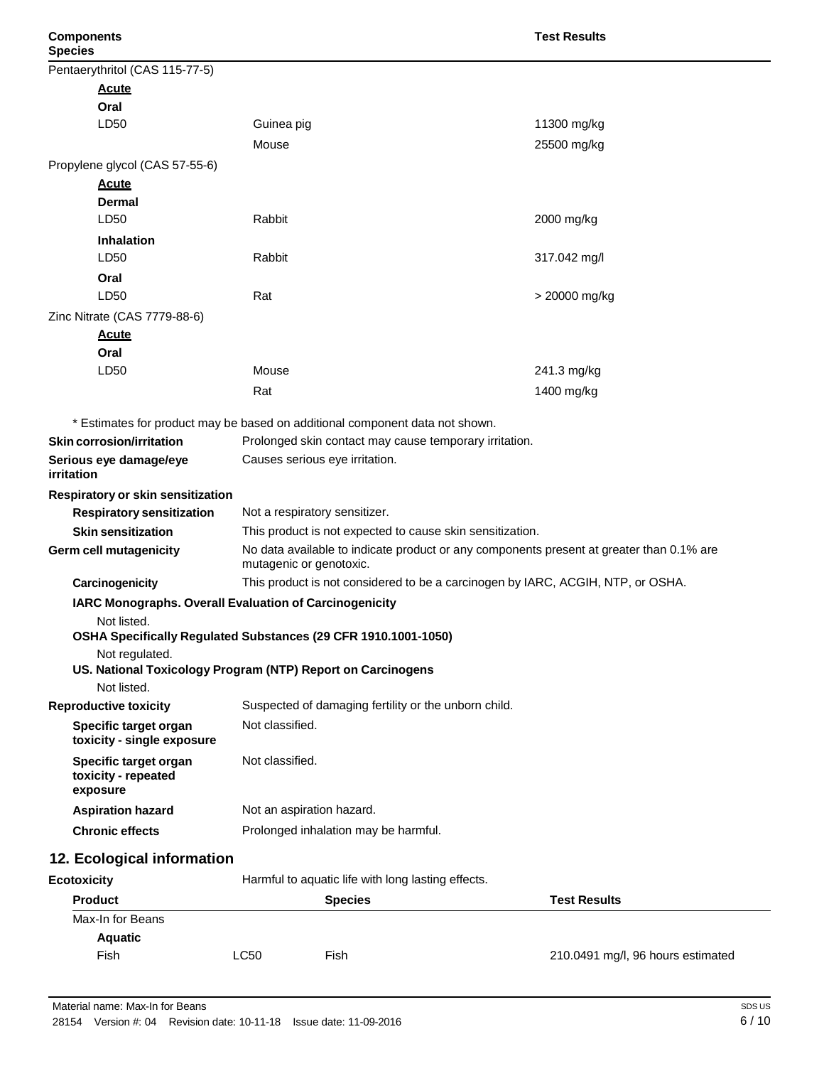| Components | Species | Test Results |
|---|---|---|
| Pentaerythritol (CAS 115-77-5) | | |
| **Acute** | | |
| **Oral** | | |
| LD50 | Guinea pig | 11300 mg/kg |
| | Mouse | 25500 mg/kg |
| Propylene glycol (CAS 57-55-6) | | |
| **Acute** | | |
| **Dermal** | | |
| LD50 | Rabbit | 2000 mg/kg |
| **Inhalation** | | |
| LD50 | Rabbit | 317.042 mg/l |
| **Oral** | | |
| LD50 | Rat | > 20000 mg/kg |
| Zinc Nitrate (CAS 7779-88-6) | | |
| **Acute** | | |
| **Oral** | | |
| LD50 | Mouse | 241.3 mg/kg |
| | Rat | 1400 mg/kg |

\* Estimates for product may be based on additional component data not shown.

**Skin corrosion/irritation** Prolonged skin contact may cause temporary irritation.

**Serious eye damage/eye irritation** Causes serious eye irritation.

**Respiratory or skin sensitization**

**Respiratory sensitization** Not a respiratory sensitizer.

**Skin sensitization** This product is not expected to cause skin sensitization.

**Germ cell mutagenicity** No data available to indicate product or any components present at greater than 0.1% are mutagenic or genotoxic.

**Carcinogenicity** This product is not considered to be a carcinogen by IARC, ACGIH, NTP, or OSHA.

**IARC Monographs. Overall Evaluation of Carcinogenicity**

Not listed.

**OSHA Specifically Regulated Substances (29 CFR 1910.1001-1050)**

Not regulated.

**US. National Toxicology Program (NTP) Report on Carcinogens**

Not listed.

**Reproductive toxicity** Suspected of damaging fertility or the unborn child.

**Specific target organ toxicity - single exposure** Not classified.

**Specific target organ toxicity - repeated exposure** Not classified.

**Aspiration hazard** Not an aspiration hazard.

**Chronic effects** Prolonged inhalation may be harmful.

## 12. Ecological information

**Ecotoxicity** Harmful to aquatic life with long lasting effects.

| Product | | Species | Test Results |
|---|---|---|---|
| Max-In for Beans | | | |
| **Aquatic** | | | |
| Fish | LC50 | Fish | 210.0491 mg/l, 96 hours estimated |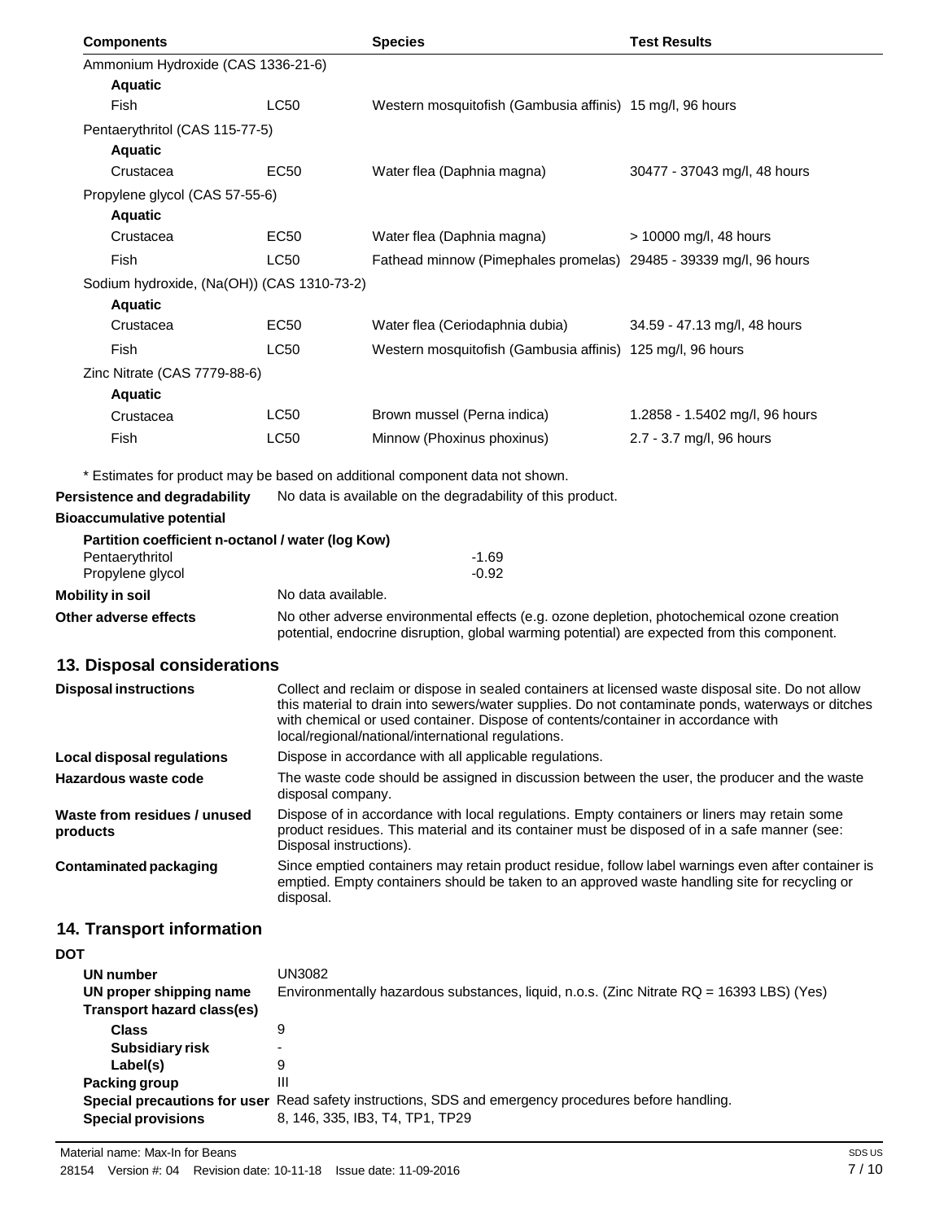| Components | | Species | Test Results |
|---|---|---|---|
| Ammonium Hydroxide (CAS 1336-21-6) | | | |
| **Aquatic** | | | |
| Fish | LC50 | Western mosquitofish (Gambusia affinis) | 15 mg/l, 96 hours |
| Pentaerythritol (CAS 115-77-5) | | | |
| **Aquatic** | | | |
| Crustacea | EC50 | Water flea (Daphnia magna) | 30477 - 37043 mg/l, 48 hours |
| Propylene glycol (CAS 57-55-6) | | | |
| **Aquatic** | | | |
| Crustacea | EC50 | Water flea (Daphnia magna) | > 10000 mg/l, 48 hours |
| Fish | LC50 | Fathead minnow (Pimephales promelas) | 29485 - 39339 mg/l, 96 hours |
| Sodium hydroxide, (Na(OH)) (CAS 1310-73-2) | | | |
| **Aquatic** | | | |
| Crustacea | EC50 | Water flea (Ceriodaphnia dubia) | 34.59 - 47.13 mg/l, 48 hours |
| Fish | LC50 | Western mosquitofish (Gambusia affinis) | 125 mg/l, 96 hours |
| Zinc Nitrate (CAS 7779-88-6) | | | |
| **Aquatic** | | | |
| Crustacea | LC50 | Brown mussel (Perna indica) | 1.2858 - 1.5402 mg/l, 96 hours |
| Fish | LC50 | Minnow (Phoxinus phoxinus) | 2.7 - 3.7 mg/l, 96 hours |

\* Estimates for product may be based on additional component data not shown.

**Persistence and degradability** No data is available on the degradability of this product.

**Bioaccumulative potential**

**Partition coefficient n-octanol / water (log Kow)**

| | |
|---|---|
| Pentaerythritol | -1.69 |
| Propylene glycol | -0.92 |

**Mobility in soil** No data available.

**Other adverse effects** No other adverse environmental effects (e.g. ozone depletion, photochemical ozone creation potential, endocrine disruption, global warming potential) are expected from this component.

## 13. Disposal considerations

**Disposal instructions** Collect and reclaim or dispose in sealed containers at licensed waste disposal site. Do not allow this material to drain into sewers/water supplies. Do not contaminate ponds, waterways or ditches with chemical or used container. Dispose of contents/container in accordance with local/regional/national/international regulations.

**Local disposal regulations** Dispose in accordance with all applicable regulations.

**Hazardous waste code** The waste code should be assigned in discussion between the user, the producer and the waste disposal company.

**Waste from residues / unused products** Dispose of in accordance with local regulations. Empty containers or liners may retain some product residues. This material and its container must be disposed of in a safe manner (see: Disposal instructions).

**Contaminated packaging** Since emptied containers may retain product residue, follow label warnings even after container is emptied. Empty containers should be taken to an approved waste handling site for recycling or disposal.

## 14. Transport information

**DOT**

**UN number** UN3082

**UN proper shipping name** Environmentally hazardous substances, liquid, n.o.s. (Zinc Nitrate RQ = 16393 LBS) (Yes)

**Transport hazard class(es)**

**Class** 9

**Subsidiary risk** -

**Label(s)** 9

**Packing group** III

**Special precautions for user** Read safety instructions, SDS and emergency procedures before handling.

**Special provisions** 8, 146, 335, IB3, T4, TP1, TP29

Material name: Max-In for Beans

28154 Version #: 04 Revision date: 10-11-18 Issue date: 11-09-2016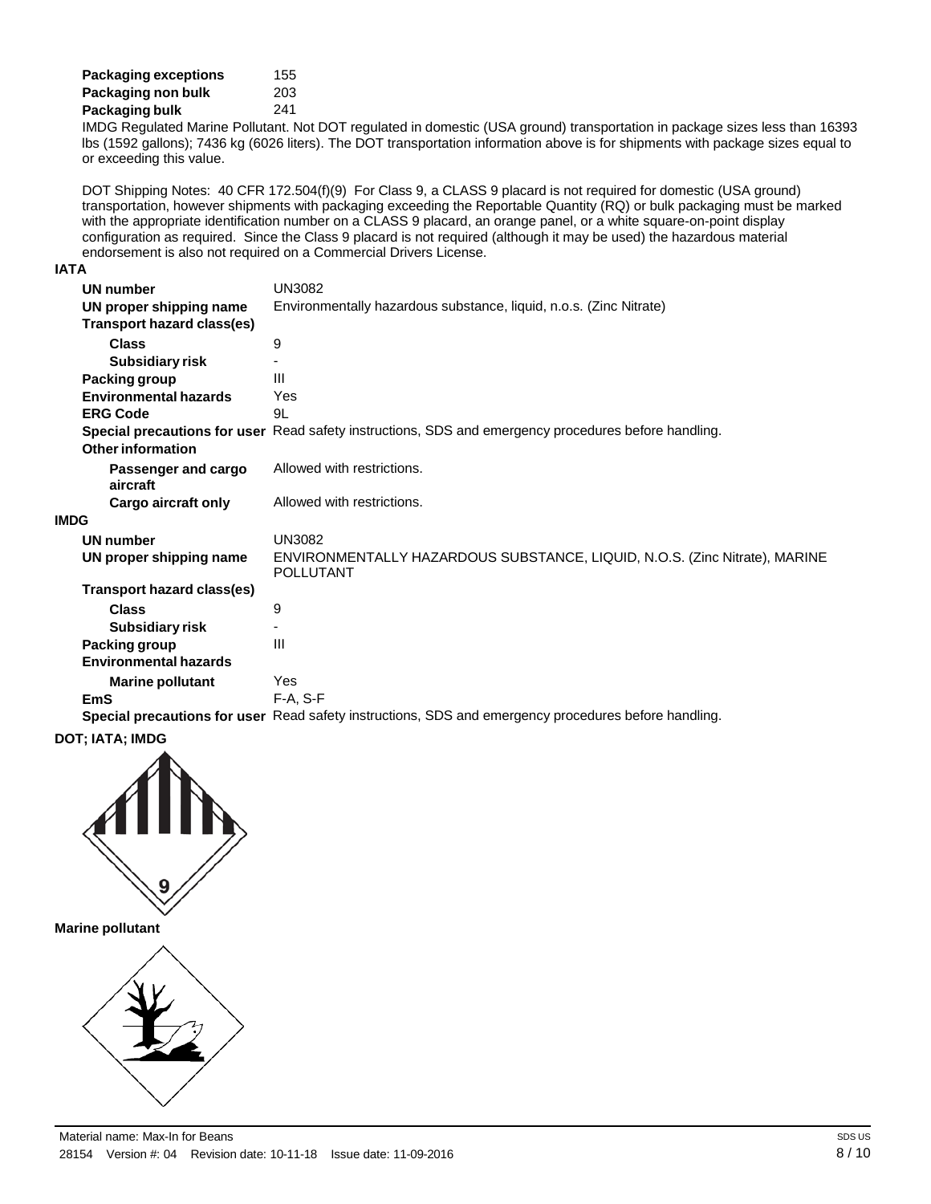| | |
|---|---|
| **Packaging exceptions** | 155 |
| **Packaging non bulk** | 203 |
| **Packaging bulk** | 241 |

IMDG Regulated Marine Pollutant. Not DOT regulated in domestic (USA ground) transportation in package sizes less than 16393 lbs (1592 gallons); 7436 kg (6026 liters). The DOT transportation information above is for shipments with package sizes equal to or exceeding this value.

DOT Shipping Notes: 40 CFR 172.504(f)(9) For Class 9, a CLASS 9 placard is not required for domestic (USA ground) transportation, however shipments with packaging exceeding the Reportable Quantity (RQ) or bulk packaging must be marked with the appropriate identification number on a CLASS 9 placard, an orange panel, or a white square-on-point display configuration as required. Since the Class 9 placard is not required (although it may be used) the hazardous material endorsement is also not required on a Commercial Drivers License.

**IATA**

| | |
|---|---|
| **UN number** | UN3082 |
| **UN proper shipping name** | Environmentally hazardous substance, liquid, n.o.s. (Zinc Nitrate) |
| **Transport hazard class(es)** | |
| **Class** | 9 |
| **Subsidiary risk** | - |
| **Packing group** | III |
| **Environmental hazards** | Yes |
| **ERG Code** | 9L |
| **Special precautions for user** | Read safety instructions, SDS and emergency procedures before handling. |
| **Other information** | |
| **Passenger and cargo aircraft** | Allowed with restrictions. |
| **Cargo aircraft only** | Allowed with restrictions. |

**IMDG**

| | |
|---|---|
| **UN number** | UN3082 |
| **UN proper shipping name** | ENVIRONMENTALLY HAZARDOUS SUBSTANCE, LIQUID, N.O.S. (Zinc Nitrate), MARINE POLLUTANT |
| **Transport hazard class(es)** | |
| **Class** | 9 |
| **Subsidiary risk** | - |
| **Packing group** | III |
| **Environmental hazards** | |
| **Marine pollutant** | Yes |
| **EmS** | F-A, S-F |
| **Special precautions for user** | Read safety instructions, SDS and emergency procedures before handling. |

**DOT; IATA; IMDG**

**Marine pollutant**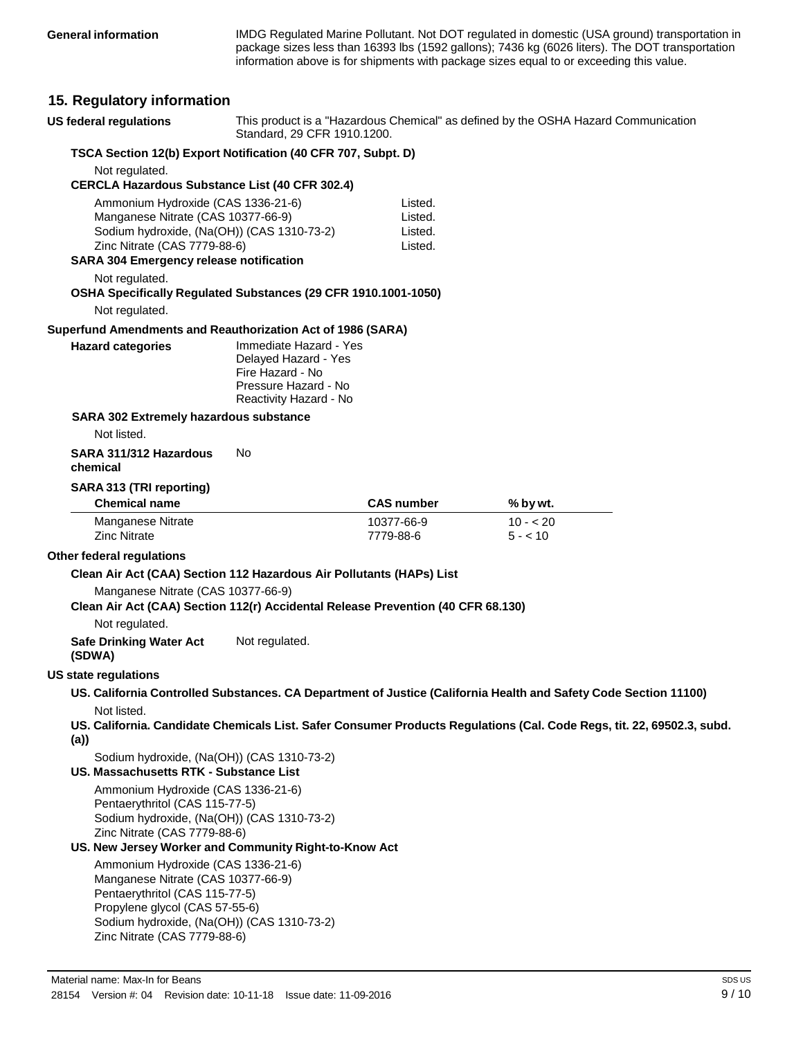**General information** IMDG Regulated Marine Pollutant. Not DOT regulated in domestic (USA ground) transportation in package sizes less than 16393 lbs (1592 gallons); 7436 kg (6026 liters). The DOT transportation information above is for shipments with package sizes equal to or exceeding this value.

## 15. Regulatory information

**US federal regulations** This product is a "Hazardous Chemical" as defined by the OSHA Hazard Communication Standard, 29 CFR 1910.1200.

**TSCA Section 12(b) Export Notification (40 CFR 707, Subpt. D)**

Not regulated.

**CERCLA Hazardous Substance List (40 CFR 302.4)**

| | |
|---|---|
| Ammonium Hydroxide (CAS 1336-21-6) | Listed. |
| Manganese Nitrate (CAS 10377-66-9) | Listed. |
| Sodium hydroxide, (Na(OH)) (CAS 1310-73-2) | Listed. |
| Zinc Nitrate (CAS 7779-88-6) | Listed. |

**SARA 304 Emergency release notification**

Not regulated.

**OSHA Specifically Regulated Substances (29 CFR 1910.1001-1050)**

Not regulated.

**Superfund Amendments and Reauthorization Act of 1986 (SARA)**

**Hazard categories**
Immediate Hazard - Yes
Delayed Hazard - Yes
Fire Hazard - No
Pressure Hazard - No
Reactivity Hazard - No

**SARA 302 Extremely hazardous substance**

Not listed.

**SARA 311/312 Hazardous chemical** No

**SARA 313 (TRI reporting)**

| Chemical name | CAS number | % by wt. |
|---|---|---|
| Manganese Nitrate | 10377-66-9 | 10 - < 20 |
| Zinc Nitrate | 7779-88-6 | 5 - < 10 |

**Other federal regulations**

**Clean Air Act (CAA) Section 112 Hazardous Air Pollutants (HAPs) List**

Manganese Nitrate (CAS 10377-66-9)

**Clean Air Act (CAA) Section 112(r) Accidental Release Prevention (40 CFR 68.130)**

Not regulated.

**Safe Drinking Water Act (SDWA)** Not regulated.

**US state regulations**

**US. California Controlled Substances. CA Department of Justice (California Health and Safety Code Section 11100)**

Not listed.

**US. California. Candidate Chemicals List. Safer Consumer Products Regulations (Cal. Code Regs, tit. 22, 69502.3, subd. (a))**

Sodium hydroxide, (Na(OH)) (CAS 1310-73-2)

**US. Massachusetts RTK - Substance List**

Ammonium Hydroxide (CAS 1336-21-6)
Pentaerythritol (CAS 115-77-5)
Sodium hydroxide, (Na(OH)) (CAS 1310-73-2)
Zinc Nitrate (CAS 7779-88-6)

**US. New Jersey Worker and Community Right-to-Know Act**

Ammonium Hydroxide (CAS 1336-21-6)
Manganese Nitrate (CAS 10377-66-9)
Pentaerythritol (CAS 115-77-5)
Propylene glycol (CAS 57-55-6)
Sodium hydroxide, (Na(OH)) (CAS 1310-73-2)
Zinc Nitrate (CAS 7779-88-6)

Material name: Max-In for Beans
28154 Version #: 04 Revision date: 10-11-18 Issue date: 11-09-2016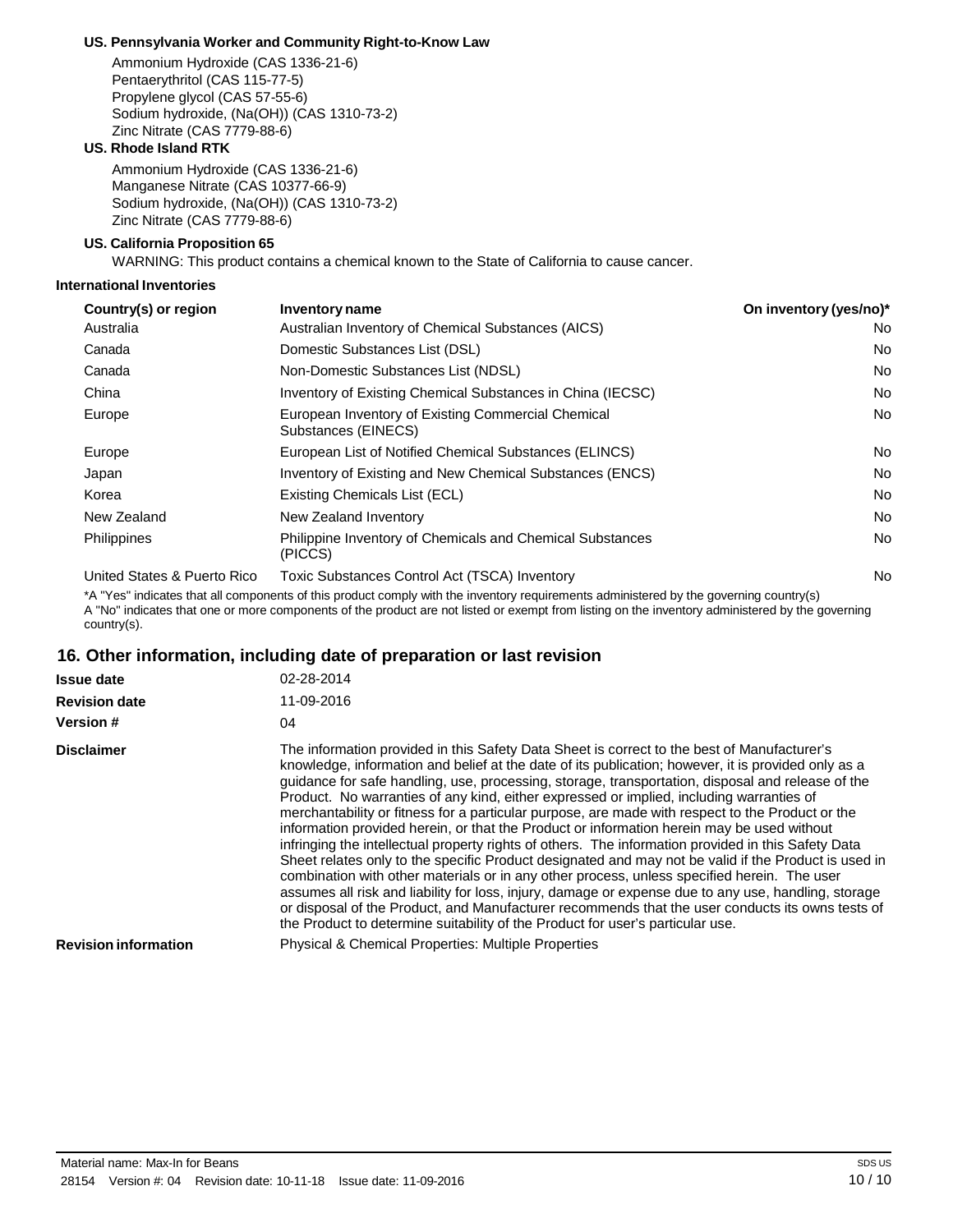**US. Pennsylvania Worker and Community Right-to-Know Law**

Ammonium Hydroxide (CAS 1336-21-6)
Pentaerythritol (CAS 115-77-5)
Propylene glycol (CAS 57-55-6)
Sodium hydroxide, (Na(OH)) (CAS 1310-73-2)
Zinc Nitrate (CAS 7779-88-6)

**US. Rhode Island RTK**

Ammonium Hydroxide (CAS 1336-21-6)
Manganese Nitrate (CAS 10377-66-9)
Sodium hydroxide, (Na(OH)) (CAS 1310-73-2)
Zinc Nitrate (CAS 7779-88-6)

**US. California Proposition 65**

WARNING: This product contains a chemical known to the State of California to cause cancer.

**International Inventories**

| Country(s) or region | Inventory name | On inventory (yes/no)* |
|---|---|---|
| Australia | Australian Inventory of Chemical Substances (AICS) | No |
| Canada | Domestic Substances List (DSL) | No |
| Canada | Non-Domestic Substances List (NDSL) | No |
| China | Inventory of Existing Chemical Substances in China (IECSC) | No |
| Europe | European Inventory of Existing Commercial Chemical Substances (EINECS) | No |
| Europe | European List of Notified Chemical Substances (ELINCS) | No |
| Japan | Inventory of Existing and New Chemical Substances (ENCS) | No |
| Korea | Existing Chemicals List (ECL) | No |
| New Zealand | New Zealand Inventory | No |
| Philippines | Philippine Inventory of Chemicals and Chemical Substances (PICCS) | No |
| United States & Puerto Rico | Toxic Substances Control Act (TSCA) Inventory | No |

*A "Yes" indicates that all components of this product comply with the inventory requirements administered by the governing country(s)
A "No" indicates that one or more components of the product are not listed or exempt from listing on the inventory administered by the governing country(s).

## 16. Other information, including date of preparation or last revision

**Issue date** 02-28-2014

**Revision date** 11-09-2016

**Version #** 04

**Disclaimer** The information provided in this Safety Data Sheet is correct to the best of Manufacturer's knowledge, information and belief at the date of its publication; however, it is provided only as a guidance for safe handling, use, processing, storage, transportation, disposal and release of the Product. No warranties of any kind, either expressed or implied, including warranties of merchantability or fitness for a particular purpose, are made with respect to the Product or the information provided herein, or that the Product or information herein may be used without infringing the intellectual property rights of others. The information provided in this Safety Data Sheet relates only to the specific Product designated and may not be valid if the Product is used in combination with other materials or in any other process, unless specified herein. The user assumes all risk and liability for loss, injury, damage or expense due to any use, handling, storage or disposal of the Product, and Manufacturer recommends that the user conducts its owns tests of the Product to determine suitability of the Product for user's particular use.

**Revision information** Physical & Chemical Properties: Multiple Properties